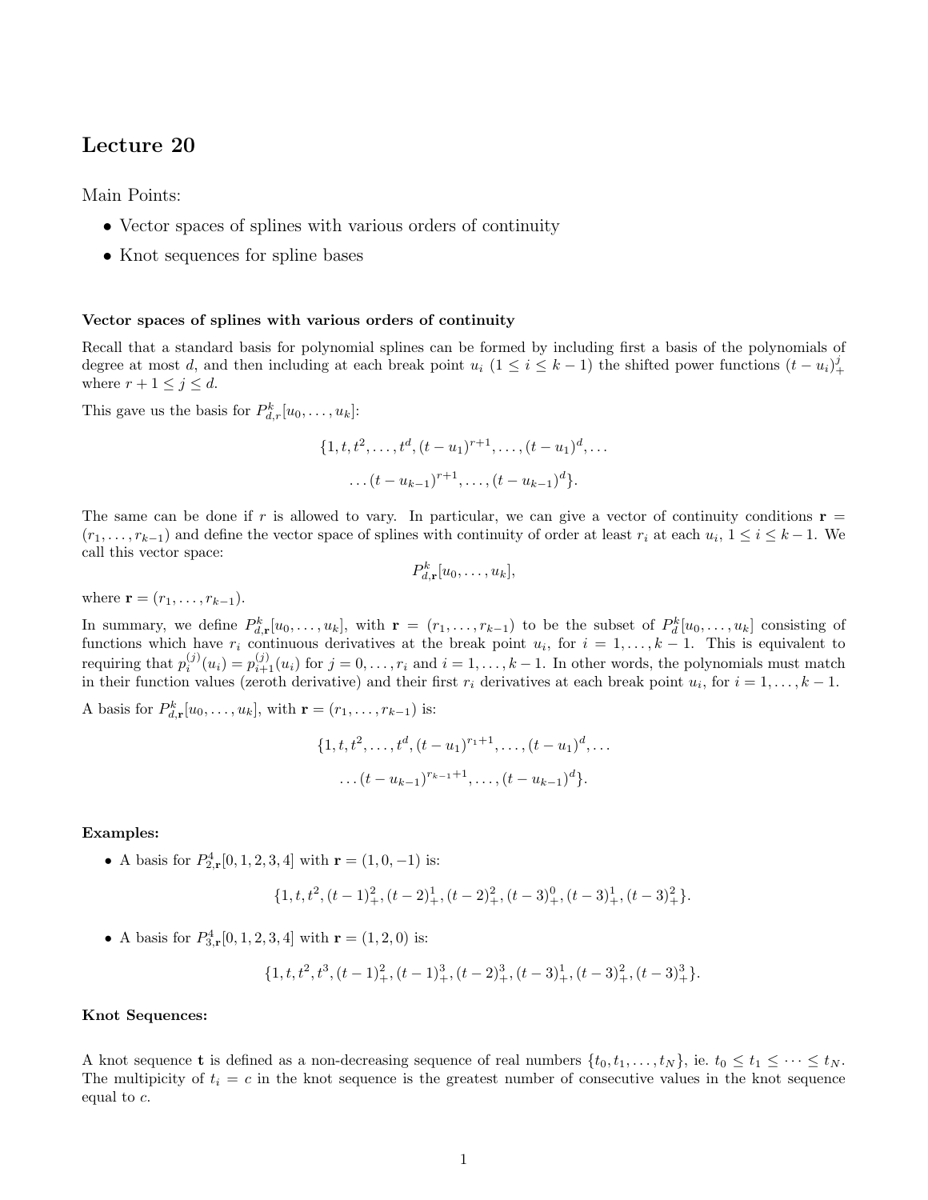# Lecture 20

Main Points:

- Vector spaces of splines with various orders of continuity
- Knot sequences for spline bases

**Vector spaces of splines with various orders of continuity**

Recall that a standard basis for polynomial splines can be formed by including first a basis of the polynomials of degree at most $d$, and then including at each break point $u_i$ ($1 \le i \le k-1$) the shifted power functions $(t-u_i)_+^j$ where $r+1 \le j \le d$.

This gave us the basis for $P_{d,r}^k[u_0,\ldots,u_k]$:

$$\{1, t, t^2, \ldots, t^d, (t-u_1)^{r+1}, \ldots, (t-u_1)^d, \ldots$$

$$\ldots (t-u_{k-1})^{r+1}, \ldots, (t-u_{k-1})^d\}.$$

The same can be done if $r$ is allowed to vary. In particular, we can give a vector of continuity conditions $\mathbf{r} = (r_1, \ldots, r_{k-1})$ and define the vector space of splines with continuity of order at least $r_i$ at each $u_i$, $1 \le i \le k-1$. We call this vector space:

$$P_{d,\mathbf{r}}^k[u_0,\ldots,u_k],$$

where $\mathbf{r} = (r_1, \ldots, r_{k-1})$.

In summary, we define $P_{d,\mathbf{r}}^k[u_0,\ldots,u_k]$, with $\mathbf{r} = (r_1, \ldots, r_{k-1})$ to be the subset of $P_d^k[u_0,\ldots,u_k]$ consisting of functions which have $r_i$ continuous derivatives at the break point $u_i$, for $i = 1, \ldots, k-1$. This is equivalent to requiring that $p_i^{(j)}(u_i) = p_{i+1}^{(j)}(u_i)$ for $j = 0, \ldots, r_i$ and $i = 1, \ldots, k-1$. In other words, the polynomials must match in their function values (zeroth derivative) and their first $r_i$ derivatives at each break point $u_i$, for $i = 1, \ldots, k-1$.

A basis for $P_{d,\mathbf{r}}^k[u_0,\ldots,u_k]$, with $\mathbf{r} = (r_1, \ldots, r_{k-1})$ is:

$$\{1, t, t^2, \ldots, t^d, (t-u_1)^{r_1+1}, \ldots, (t-u_1)^d, \ldots$$

$$\ldots (t-u_{k-1})^{r_{k-1}+1}, \ldots, (t-u_{k-1})^d\}.$$

**Examples:**

- A basis for $P_{2,\mathbf{r}}^4[0,1,2,3,4]$ with $\mathbf{r} = (1, 0, -1)$ is:

$$\{1, t, t^2, (t-1)_+^2, (t-2)_+^1, (t-2)_+^2, (t-3)_+^0, (t-3)_+^1, (t-3)_+^2\}.$$

- A basis for $P_{3,\mathbf{r}}^4[0,1,2,3,4]$ with $\mathbf{r} = (1, 2, 0)$ is:

$$\{1, t, t^2, t^3, (t-1)_+^2, (t-1)_+^3, (t-2)_+^3, (t-3)_+^1, (t-3)_+^2, (t-3)_+^3\}.$$

**Knot Sequences:**

A knot sequence $\mathbf{t}$ is defined as a non-decreasing sequence of real numbers $\{t_0, t_1, \ldots, t_N\}$, ie. $t_0 \le t_1 \le \cdots \le t_N$. The multipicity of $t_i = c$ in the knot sequence is the greatest number of consecutive values in the knot sequence equal to $c$.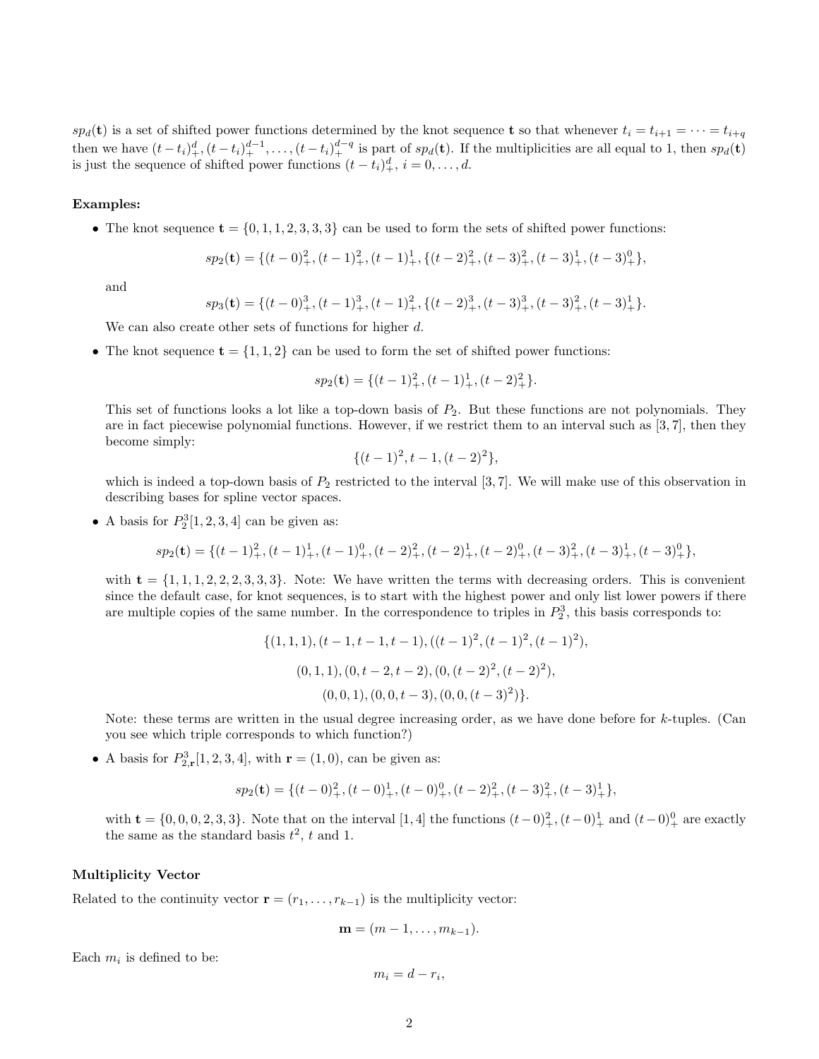$sp_d(\mathbf{t})$ is a set of shifted power functions determined by the knot sequence $\mathbf{t}$ so that whenever $t_i = t_{i+1} = \cdots = t_{i+q}$ then we have $(t-t_i)_+^d, (t-t_i)_+^{d-1}, \ldots, (t-t_i)_+^{d-q}$ is part of $sp_d(\mathbf{t})$. If the multiplicities are all equal to 1, then $sp_d(\mathbf{t})$ is just the sequence of shifted power functions $(t-t_i)_+^d$, $i = 0, \ldots, d$.

**Examples:**

- The knot sequence $\mathbf{t} = \{0, 1, 1, 2, 3, 3, 3\}$ can be used to form the sets of shifted power functions:

$$sp_2(\mathbf{t}) = \{(t-0)_+^2, (t-1)_+^2, (t-1)_+^1, \{(t-2)_+^2, (t-3)_+^2, (t-3)_+^1, (t-3)_+^0\},$$

  and

$$sp_3(\mathbf{t}) = \{(t-0)_+^3, (t-1)_+^3, (t-1)_+^2, \{(t-2)_+^3, (t-3)_+^3, (t-3)_+^2, (t-3)_+^1\}.$$

  We can also create other sets of functions for higher $d$.

- The knot sequence $\mathbf{t} = \{1, 1, 2\}$ can be used to form the set of shifted power functions:

$$sp_2(\mathbf{t}) = \{(t-1)_+^2, (t-1)_+^1, (t-2)_+^2\}.$$

  This set of functions looks a lot like a top-down basis of $P_2$. But these functions are not polynomials. They are in fact piecewise polynomial functions. However, if we restrict them to an interval such as $[3, 7]$, then they become simply:

$$\{(t-1)^2, t-1, (t-2)^2\},$$

  which is indeed a top-down basis of $P_2$ restricted to the interval $[3, 7]$. We will make use of this observation in describing bases for spline vector spaces.

- A basis for $P_2^3[1, 2, 3, 4]$ can be given as:

$$sp_2(\mathbf{t}) = \{(t-1)_+^2, (t-1)_+^1, (t-1)_+^0, (t-2)_+^2, (t-2)_+^1, (t-2)_+^0, (t-3)_+^2, (t-3)_+^1, (t-3)_+^0\},$$

  with $\mathbf{t} = \{1, 1, 1, 2, 2, 2, 3, 3, 3\}$. Note: We have written the terms with decreasing orders. This is convenient since the default case, for knot sequences, is to start with the highest power and only list lower powers if there are multiple copies of the same number. In the correspondence to triples in $P_2^3$, this basis corresponds to:

$$\{(1, 1, 1), (t-1, t-1, t-1), ((t-1)^2, (t-1)^2, (t-1)^2),$$

$$(0, 1, 1), (0, t-2, t-2), (0, (t-2)^2, (t-2)^2),$$

$$(0, 0, 1), (0, 0, t-3), (0, 0, (t-3)^2)\}.$$

  Note: these terms are written in the usual degree increasing order, as we have done before for $k$-tuples. (Can you see which triple corresponds to which function?)

- A basis for $P_{2,\mathbf{r}}^3[1, 2, 3, 4]$, with $\mathbf{r} = (1, 0)$, can be given as:

$$sp_2(\mathbf{t}) = \{(t-0)_+^2, (t-0)_+^1, (t-0)_+^0, (t-2)_+^2, (t-3)_+^2, (t-3)_+^1\},$$

  with $\mathbf{t} = \{0, 0, 0, 2, 3, 3\}$. Note that on the interval $[1, 4]$ the functions $(t-0)_+^2$, $(t-0)_+^1$ and $(t-0)_+^0$ are exactly the same as the standard basis $t^2$, $t$ and 1.

### Multiplicity Vector

Related to the continuity vector $\mathbf{r} = (r_1, \ldots, r_{k-1})$ is the multiplicity vector:

$$\mathbf{m} = (m-1, \ldots, m_{k-1}).$$

Each $m_i$ is defined to be:

$$m_i = d - r_i,$$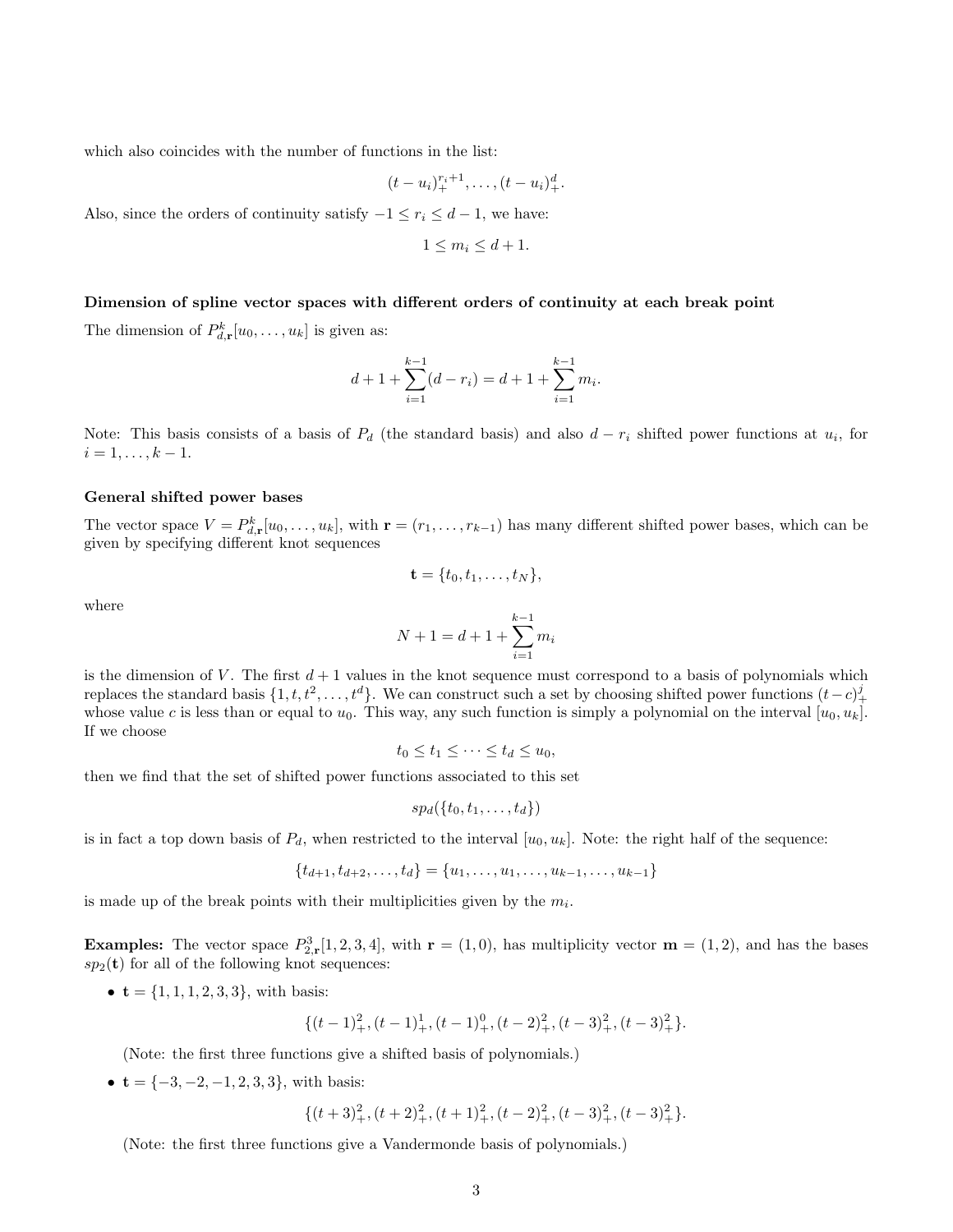which also coincides with the number of functions in the list:

$$(t-u_i)_+^{r_i+1}, \ldots, (t-u_i)_+^d.$$

Also, since the orders of continuity satisfy $-1 \le r_i \le d-1$, we have:

$$1 \le m_i \le d+1.$$

### Dimension of spline vector spaces with different orders of continuity at each break point

The dimension of $P^k_{d,\mathbf{r}}[u_0, \ldots, u_k]$ is given as:

$$d+1+\sum_{i=1}^{k-1}(d-r_i) = d+1+\sum_{i=1}^{k-1} m_i.$$

Note: This basis consists of a basis of $P_d$ (the standard basis) and also $d - r_i$ shifted power functions at $u_i$, for $i = 1, \ldots, k-1$.

### General shifted power bases

The vector space $V = P^k_{d,\mathbf{r}}[u_0, \ldots, u_k]$, with $\mathbf{r} = (r_1, \ldots, r_{k-1})$ has many different shifted power bases, which can be given by specifying different knot sequences

$$\mathbf{t} = \{t_0, t_1, \ldots, t_N\},$$

where

$$N+1 = d+1+\sum_{i=1}^{k-1} m_i$$

is the dimension of $V$. The first $d+1$ values in the knot sequence must correspond to a basis of polynomials which replaces the standard basis $\{1, t, t^2, \ldots, t^d\}$. We can construct such a set by choosing shifted power functions $(t-c)_+^j$ whose value $c$ is less than or equal to $u_0$. This way, any such function is simply a polynomial on the interval $[u_0, u_k]$. If we choose

$$t_0 \le t_1 \le \cdots \le t_d \le u_0,$$

then we find that the set of shifted power functions associated to this set

$$sp_d(\{t_0, t_1, \ldots, t_d\})$$

is in fact a top down basis of $P_d$, when restricted to the interval $[u_0, u_k]$. Note: the right half of the sequence:

$$\{t_{d+1}, t_{d+2}, \ldots, t_d\} = \{u_1, \ldots, u_1, \ldots, u_{k-1}, \ldots, u_{k-1}\}$$

is made up of the break points with their multiplicities given by the $m_i$.

**Examples:** The vector space $P^3_{2,\mathbf{r}}[1, 2, 3, 4]$, with $\mathbf{r} = (1, 0)$, has multiplicity vector $\mathbf{m} = (1, 2)$, and has the bases $sp_2(\mathbf{t})$ for all of the following knot sequences:

- $\mathbf{t} = \{1, 1, 1, 2, 3, 3\}$, with basis:

$$\{(t-1)_+^2, (t-1)_+^1, (t-1)_+^0, (t-2)_+^2, (t-3)_+^2, (t-3)_+^2\}.$$

  (Note: the first three functions give a shifted basis of polynomials.)

- $\mathbf{t} = \{-3, -2, -1, 2, 3, 3\}$, with basis:

$$\{(t+3)_+^2, (t+2)_+^2, (t+1)_+^2, (t-2)_+^2, (t-3)_+^2, (t-3)_+^2\}.$$

  (Note: the first three functions give a Vandermonde basis of polynomials.)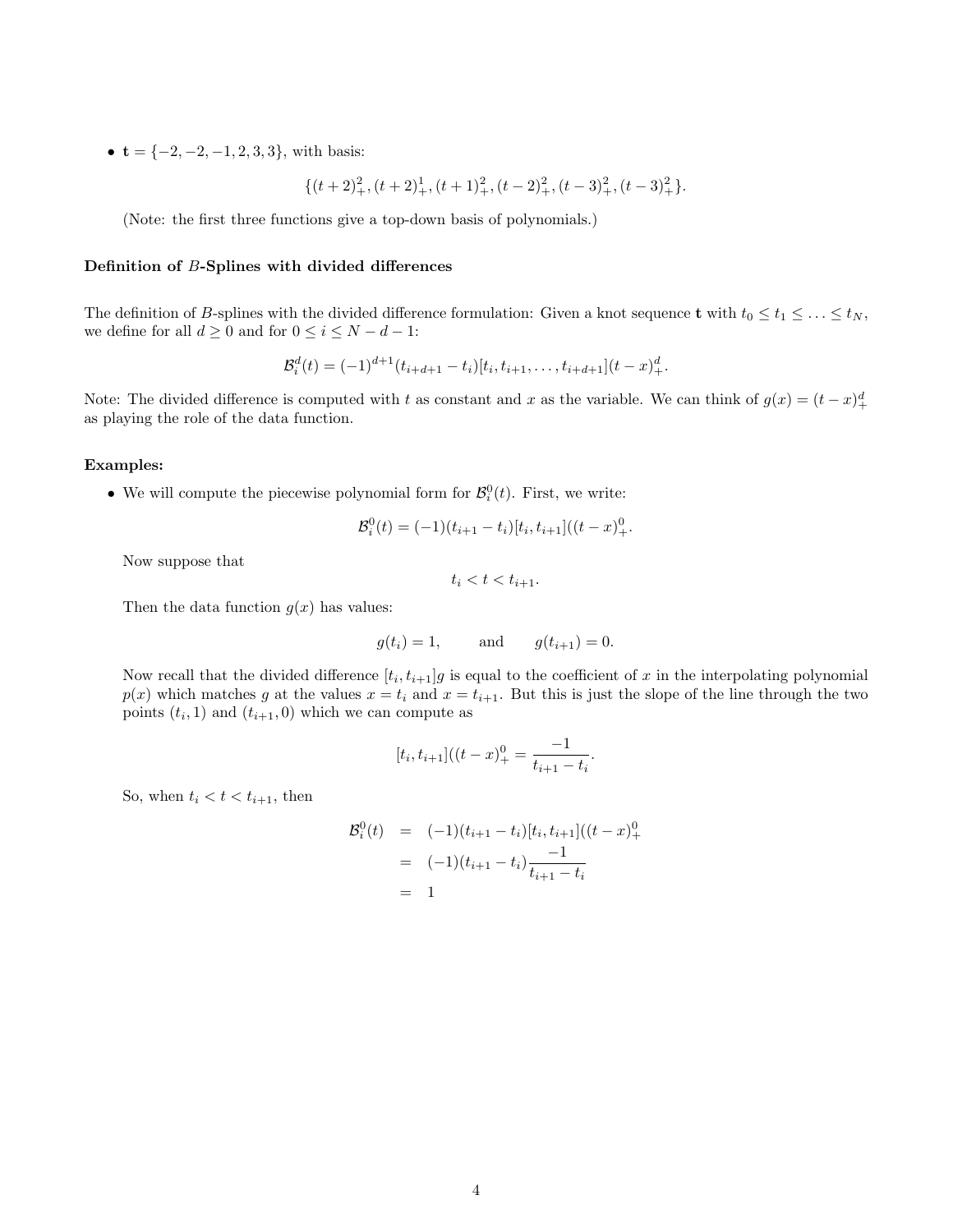- $\mathbf{t} = \{-2, -2, -1, 2, 3, 3\}$, with basis:

$$\{(t+2)_+^2, (t+2)_+^1, (t+1)_+^2, (t-2)_+^2, (t-3)_+^2, (t-3)_+^2\}.$$

  (Note: the first three functions give a top-down basis of polynomials.)

**Definition of $B$-Splines with divided differences**

The definition of $B$-splines with the divided difference formulation: Given a knot sequence $\mathbf{t}$ with $t_0 \le t_1 \le \ldots \le t_N$, we define for all $d \ge 0$ and for $0 \le i \le N - d - 1$:

$$\mathcal{B}_i^d(t) = (-1)^{d+1}(t_{i+d+1} - t_i)[t_i, t_{i+1}, \ldots, t_{i+d+1}](t-x)_+^d.$$

Note: The divided difference is computed with $t$ as constant and $x$ as the variable. We can think of $g(x) = (t-x)_+^d$ as playing the role of the data function.

**Examples:**

- We will compute the piecewise polynomial form for $\mathcal{B}_i^0(t)$. First, we write:

$$\mathcal{B}_i^0(t) = (-1)(t_{i+1} - t_i)[t_i, t_{i+1}]((t-x)_+^0.$$

  Now suppose that

$$t_i < t < t_{i+1}.$$

  Then the data function $g(x)$ has values:

$$g(t_i) = 1, \qquad \text{and} \qquad g(t_{i+1}) = 0.$$

  Now recall that the divided difference $[t_i, t_{i+1}]g$ is equal to the coefficient of $x$ in the interpolating polynomial $p(x)$ which matches $g$ at the values $x = t_i$ and $x = t_{i+1}$. But this is just the slope of the line through the two points $(t_i, 1)$ and $(t_{i+1}, 0)$ which we can compute as

$$[t_i, t_{i+1}]((t-x)_+^0 = \frac{-1}{t_{i+1} - t_i}.$$

  So, when $t_i < t < t_{i+1}$, then

$$\begin{aligned}
\mathcal{B}_i^0(t) &= (-1)(t_{i+1} - t_i)[t_i, t_{i+1}]((t-x)_+^0 \\
&= (-1)(t_{i+1} - t_i)\frac{-1}{t_{i+1} - t_i} \\
&= 1
\end{aligned}$$